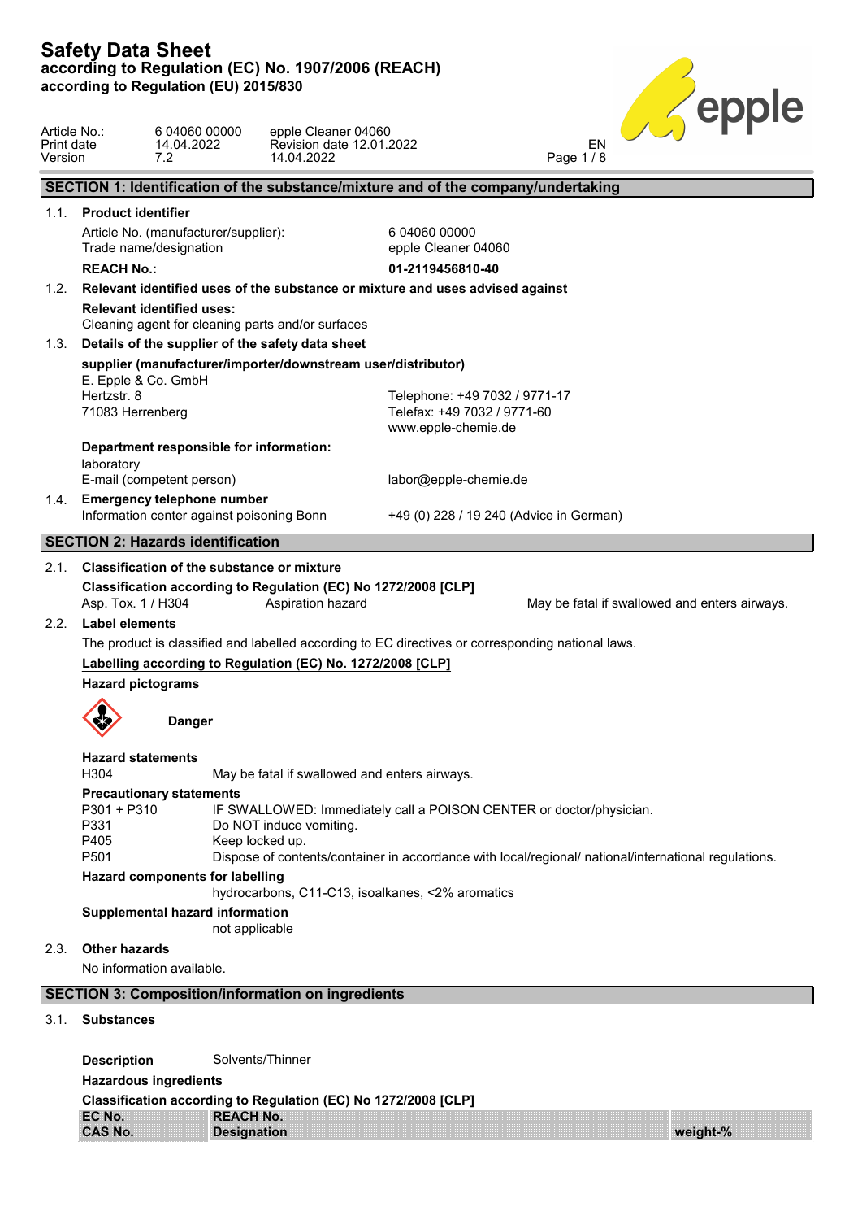# Safety Data Sheet
**according to Regulation (EC) No. 1907/2006 (REACH)**
**according to Regulation (EU) 2015/830**

| | | |
|---|---|---|
| Article No.: | 6 04060 00000 | epple Cleaner 04060 |
| Print date | 14.04.2022 | Revision date 12.01.2022 |
| Version | 7.2 | 14.04.2022 |

EN

## SECTION 1: Identification of the substance/mixture and of the company/undertaking

**1.1. Product identifier**

Article No. (manufacturer/supplier): 6 04060 00000
Trade name/designation: epple Cleaner 04060

**REACH No.:** **01-2119456810-40**

**1.2. Relevant identified uses of the substance or mixture and uses advised against**

**Relevant identified uses:**
Cleaning agent for cleaning parts and/or surfaces

**1.3. Details of the supplier of the safety data sheet**

**supplier (manufacturer/importer/downstream user/distributor)**
E. Epple & Co. GmbH
Hertzstr. 8
71083 Herrenberg

Telephone: +49 7032 / 9771-17
Telefax: +49 7032 / 9771-60
www.epple-chemie.de

**Department responsible for information:**
laboratory
E-mail (competent person): labor@epple-chemie.de

**1.4. Emergency telephone number**
Information center against poisoning Bonn: +49 (0) 228 / 19 240 (Advice in German)

## SECTION 2: Hazards identification

**2.1. Classification of the substance or mixture**

**Classification according to Regulation (EC) No 1272/2008 [CLP]**

Asp. Tox. 1 / H304 — Aspiration hazard — May be fatal if swallowed and enters airways.

**2.2. Label elements**

The product is classified and labelled according to EC directives or corresponding national laws.

**Labelling according to Regulation (EC) No. 1272/2008 [CLP]**

**Hazard pictograms**

**Danger**

**Hazard statements**

| | |
|---|---|
| H304 | May be fatal if swallowed and enters airways. |

**Precautionary statements**

| | |
|---|---|
| P301 + P310 | IF SWALLOWED: Immediately call a POISON CENTER or doctor/physician. |
| P331 | Do NOT induce vomiting. |
| P405 | Keep locked up. |
| P501 | Dispose of contents/container in accordance with local/regional/ national/international regulations. |

**Hazard components for labelling**
hydrocarbons, C11-C13, isoalkanes, <2% aromatics

**Supplemental hazard information**
not applicable

**2.3. Other hazards**

No information available.

## SECTION 3: Composition/information on ingredients

**3.1. Substances**

**Description** Solvents/Thinner

**Hazardous ingredients**

**Classification according to Regulation (EC) No 1272/2008 [CLP]**

| EC No.<br>CAS No. | REACH No.<br>Designation | weight-% |
|---|---|---|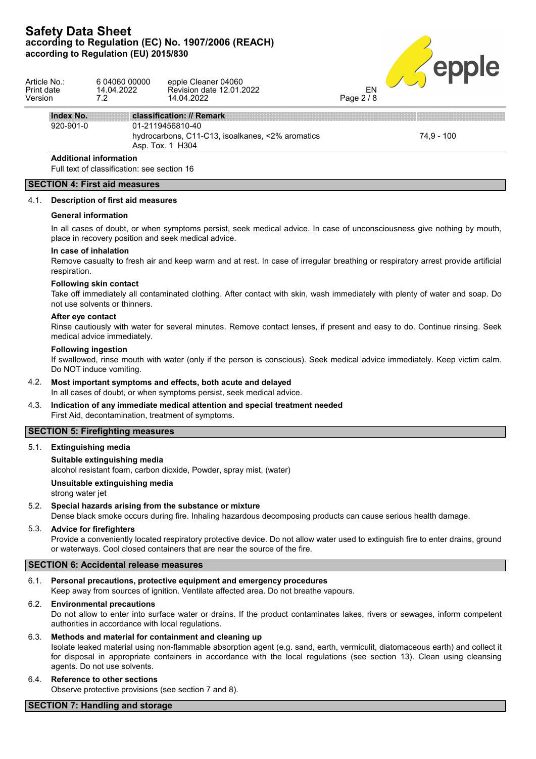| Index No. | classification: // Remark | |
|---|---|---|
| 920-901-0 | 01-2119456810-40 | |
| | hydrocarbons, C11-C13, isoalkanes, <2% aromatics | 74,9 - 100 |
| | Asp. Tox. 1 H304 | |

**Additional information**

Full text of classification: see section 16

## SECTION 4: First aid measures

### 4.1. Description of first aid measures

**General information**

In all cases of doubt, or when symptoms persist, seek medical advice. In case of unconsciousness give nothing by mouth, place in recovery position and seek medical advice.

**In case of inhalation**

Remove casualty to fresh air and keep warm and at rest. In case of irregular breathing or respiratory arrest provide artificial respiration.

**Following skin contact**

Take off immediately all contaminated clothing. After contact with skin, wash immediately with plenty of water and soap. Do not use solvents or thinners.

**After eye contact**

Rinse cautiously with water for several minutes. Remove contact lenses, if present and easy to do. Continue rinsing. Seek medical advice immediately.

**Following ingestion**

If swallowed, rinse mouth with water (only if the person is conscious). Seek medical advice immediately. Keep victim calm. Do NOT induce vomiting.

### 4.2. Most important symptoms and effects, both acute and delayed

In all cases of doubt, or when symptoms persist, seek medical advice.

### 4.3. Indication of any immediate medical attention and special treatment needed

First Aid, decontamination, treatment of symptoms.

## SECTION 5: Firefighting measures

### 5.1. Extinguishing media

**Suitable extinguishing media**

alcohol resistant foam, carbon dioxide, Powder, spray mist, (water)

**Unsuitable extinguishing media**

strong water jet

### 5.2. Special hazards arising from the substance or mixture

Dense black smoke occurs during fire. Inhaling hazardous decomposing products can cause serious health damage.

### 5.3. Advice for firefighters

Provide a conveniently located respiratory protective device. Do not allow water used to extinguish fire to enter drains, ground or waterways. Cool closed containers that are near the source of the fire.

## SECTION 6: Accidental release measures

### 6.1. Personal precautions, protective equipment and emergency procedures

Keep away from sources of ignition. Ventilate affected area. Do not breathe vapours.

### 6.2. Environmental precautions

Do not allow to enter into surface water or drains. If the product contaminates lakes, rivers or sewages, inform competent authorities in accordance with local regulations.

### 6.3. Methods and material for containment and cleaning up

Isolate leaked material using non-flammable absorption agent (e.g. sand, earth, vermiculit, diatomaceous earth) and collect it for disposal in appropriate containers in accordance with the local regulations (see section 13). Clean using cleansing agents. Do not use solvents.

### 6.4. Reference to other sections

Observe protective provisions (see section 7 and 8).

## SECTION 7: Handling and storage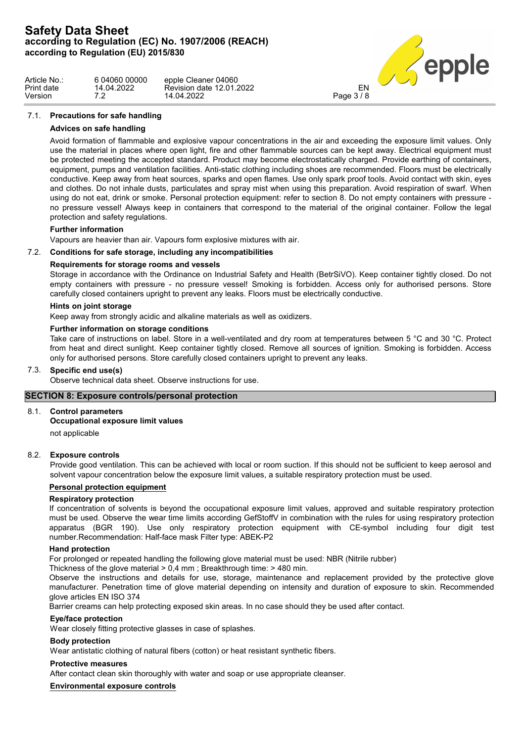### 7.1. Precautions for safe handling

**Advices on safe handling**

Avoid formation of flammable and explosive vapour concentrations in the air and exceeding the exposure limit values. Only use the material in places where open light, fire and other flammable sources can be kept away. Electrical equipment must be protected meeting the accepted standard. Product may become electrostatically charged. Provide earthing of containers, equipment, pumps and ventilation facilities. Anti-static clothing including shoes are recommended. Floors must be electrically conductive. Keep away from heat sources, sparks and open flames. Use only spark proof tools. Avoid contact with skin, eyes and clothes. Do not inhale dusts, particulates and spray mist when using this preparation. Avoid respiration of swarf. When using do not eat, drink or smoke. Personal protection equipment: refer to section 8. Do not empty containers with pressure - no pressure vessel! Always keep in containers that correspond to the material of the original container. Follow the legal protection and safety regulations.

**Further information**

Vapours are heavier than air. Vapours form explosive mixtures with air.

### 7.2. Conditions for safe storage, including any incompatibilities

**Requirements for storage rooms and vessels**

Storage in accordance with the Ordinance on Industrial Safety and Health (BetrSiVO). Keep container tightly closed. Do not empty containers with pressure - no pressure vessel! Smoking is forbidden. Access only for authorised persons. Store carefully closed containers upright to prevent any leaks. Floors must be electrically conductive.

**Hints on joint storage**

Keep away from strongly acidic and alkaline materials as well as oxidizers.

**Further information on storage conditions**

Take care of instructions on label. Store in a well-ventilated and dry room at temperatures between 5 °C and 30 °C. Protect from heat and direct sunlight. Keep container tightly closed. Remove all sources of ignition. Smoking is forbidden. Access only for authorised persons. Store carefully closed containers upright to prevent any leaks.

### 7.3. Specific end use(s)

Observe technical data sheet. Observe instructions for use.

## SECTION 8: Exposure controls/personal protection

### 8.1. Control parameters

**Occupational exposure limit values**

not applicable

### 8.2. Exposure controls

Provide good ventilation. This can be achieved with local or room suction. If this should not be sufficient to keep aerosol and solvent vapour concentration below the exposure limit values, a suitable respiratory protection must be used.

**Personal protection equipment**

**Respiratory protection**

If concentration of solvents is beyond the occupational exposure limit values, approved and suitable respiratory protection must be used. Observe the wear time limits according GefStoffV in combination with the rules for using respiratory protection apparatus (BGR 190). Use only respiratory protection equipment with CE-symbol including four digit test number.Recommendation: Half-face mask Filter type: ABEK-P2

**Hand protection**

For prolonged or repeated handling the following glove material must be used: NBR (Nitrile rubber)

Thickness of the glove material > 0,4 mm ; Breakthrough time: > 480 min.

Observe the instructions and details for use, storage, maintenance and replacement provided by the protective glove manufacturer. Penetration time of glove material depending on intensity and duration of exposure to skin. Recommended glove articles EN ISO 374

Barrier creams can help protecting exposed skin areas. In no case should they be used after contact.

**Eye/face protection**

Wear closely fitting protective glasses in case of splashes.

**Body protection**

Wear antistatic clothing of natural fibers (cotton) or heat resistant synthetic fibers.

**Protective measures**

After contact clean skin thoroughly with water and soap or use appropriate cleanser.

**Environmental exposure controls**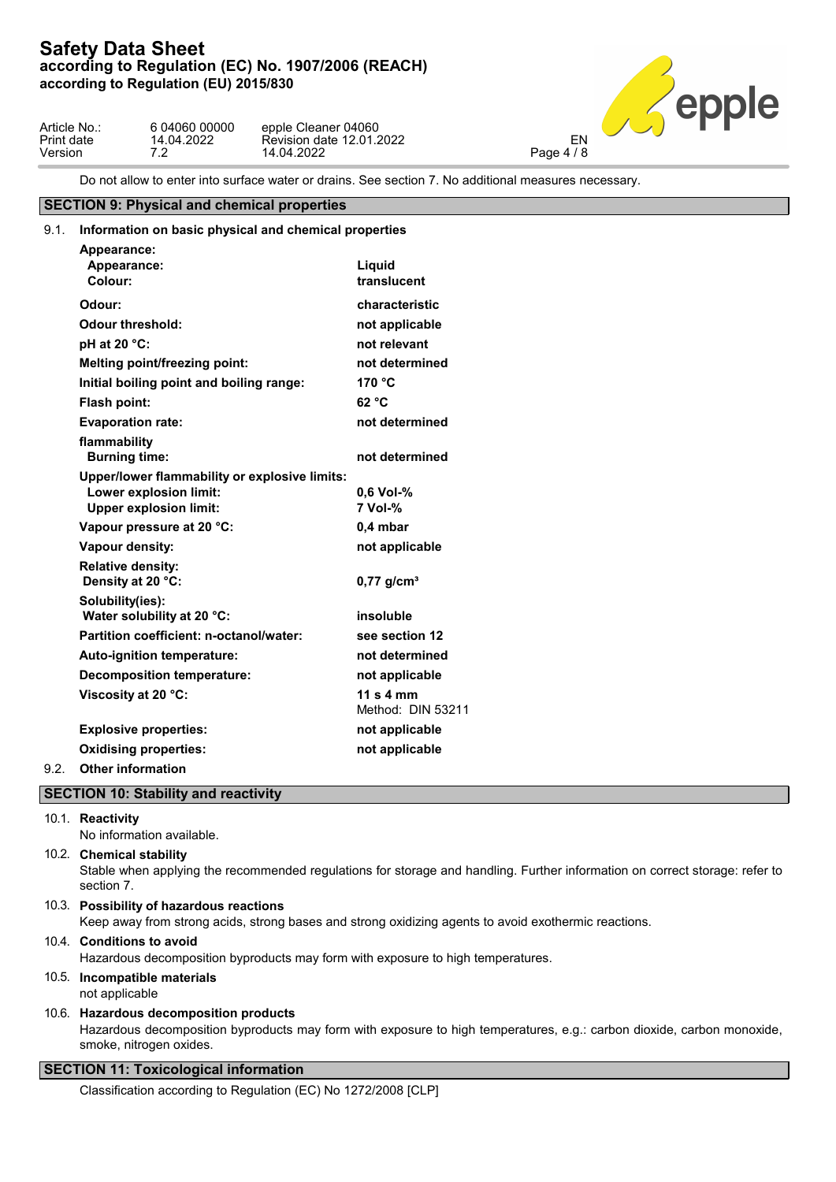Do not allow to enter into surface water or drains. See section 7. No additional measures necessary.

## SECTION 9: Physical and chemical properties

### 9.1. Information on basic physical and chemical properties

| | |
|---|---|
| **Appearance:** | |
| **Appearance:** | **Liquid** |
| **Colour:** | **translucent** |
| **Odour:** | **characteristic** |
| **Odour threshold:** | **not applicable** |
| **pH at 20 °C:** | **not relevant** |
| **Melting point/freezing point:** | **not determined** |
| **Initial boiling point and boiling range:** | **170 °C** |
| **Flash point:** | **62 °C** |
| **Evaporation rate:** | **not determined** |
| **flammability** | |
| **Burning time:** | **not determined** |
| **Upper/lower flammability or explosive limits:** | |
| **Lower explosion limit:** | **0,6 Vol-%** |
| **Upper explosion limit:** | **7 Vol-%** |
| **Vapour pressure at 20 °C:** | **0,4 mbar** |
| **Vapour density:** | **not applicable** |
| **Relative density:** | |
| **Density at 20 °C:** | **0,77 g/cm³** |
| **Solubility(ies):** | |
| **Water solubility at 20 °C:** | **insoluble** |
| **Partition coefficient: n-octanol/water:** | **see section 12** |
| **Auto-ignition temperature:** | **not determined** |
| **Decomposition temperature:** | **not applicable** |
| **Viscosity at 20 °C:** | **11 s 4 mm** Method: DIN 53211 |
| **Explosive properties:** | **not applicable** |
| **Oxidising properties:** | **not applicable** |

### 9.2. Other information

## SECTION 10: Stability and reactivity

### 10.1. Reactivity

No information available.

### 10.2. Chemical stability

Stable when applying the recommended regulations for storage and handling. Further information on correct storage: refer to section 7.

### 10.3. Possibility of hazardous reactions

Keep away from strong acids, strong bases and strong oxidizing agents to avoid exothermic reactions.

### 10.4. Conditions to avoid

Hazardous decomposition byproducts may form with exposure to high temperatures.

### 10.5. Incompatible materials

not applicable

### 10.6. Hazardous decomposition products

Hazardous decomposition byproducts may form with exposure to high temperatures, e.g.: carbon dioxide, carbon monoxide, smoke, nitrogen oxides.

## SECTION 11: Toxicological information

Classification according to Regulation (EC) No 1272/2008 [CLP]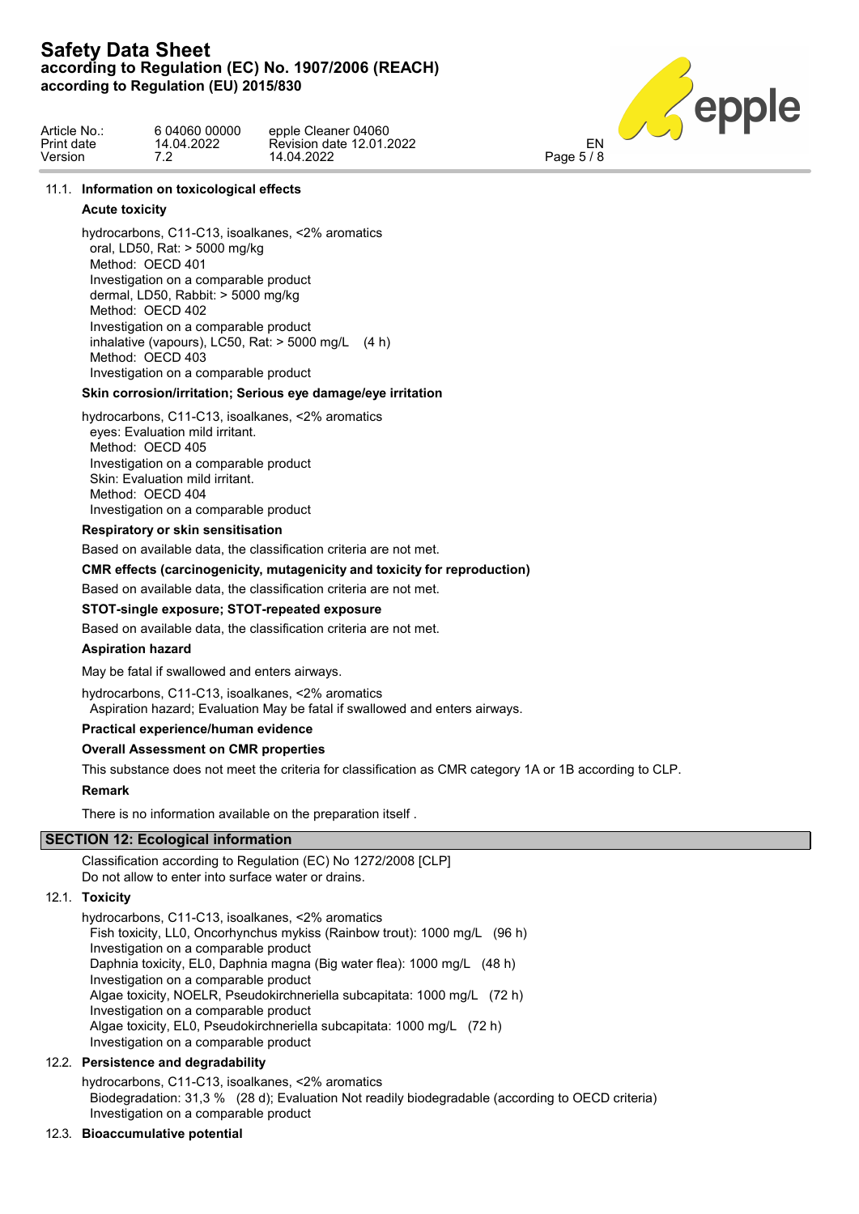### 11.1. Information on toxicological effects

**Acute toxicity**

hydrocarbons, C11-C13, isoalkanes, <2% aromatics
oral, LD50, Rat: > 5000 mg/kg
Method: OECD 401
Investigation on a comparable product
dermal, LD50, Rabbit: > 5000 mg/kg
Method: OECD 402
Investigation on a comparable product
inhalative (vapours), LC50, Rat: > 5000 mg/L (4 h)
Method: OECD 403
Investigation on a comparable product

**Skin corrosion/irritation; Serious eye damage/eye irritation**

hydrocarbons, C11-C13, isoalkanes, <2% aromatics
eyes: Evaluation mild irritant.
Method: OECD 405
Investigation on a comparable product
Skin: Evaluation mild irritant.
Method: OECD 404
Investigation on a comparable product

**Respiratory or skin sensitisation**

Based on available data, the classification criteria are not met.

**CMR effects (carcinogenicity, mutagenicity and toxicity for reproduction)**

Based on available data, the classification criteria are not met.

**STOT-single exposure; STOT-repeated exposure**

Based on available data, the classification criteria are not met.

**Aspiration hazard**

May be fatal if swallowed and enters airways.

hydrocarbons, C11-C13, isoalkanes, <2% aromatics
Aspiration hazard; Evaluation May be fatal if swallowed and enters airways.

**Practical experience/human evidence**

**Overall Assessment on CMR properties**

This substance does not meet the criteria for classification as CMR category 1A or 1B according to CLP.

**Remark**

There is no information available on the preparation itself .

## SECTION 12: Ecological information

Classification according to Regulation (EC) No 1272/2008 [CLP]
Do not allow to enter into surface water or drains.

### 12.1. Toxicity

hydrocarbons, C11-C13, isoalkanes, <2% aromatics
Fish toxicity, LL0, Oncorhynchus mykiss (Rainbow trout): 1000 mg/L (96 h)
Investigation on a comparable product
Daphnia toxicity, EL0, Daphnia magna (Big water flea): 1000 mg/L (48 h)
Investigation on a comparable product
Algae toxicity, NOELR, Pseudokirchneriella subcapitata: 1000 mg/L (72 h)
Investigation on a comparable product
Algae toxicity, EL0, Pseudokirchneriella subcapitata: 1000 mg/L (72 h)
Investigation on a comparable product

### 12.2. Persistence and degradability

hydrocarbons, C11-C13, isoalkanes, <2% aromatics
Biodegradation: 31,3 % (28 d); Evaluation Not readily biodegradable (according to OECD criteria)
Investigation on a comparable product

### 12.3. Bioaccumulative potential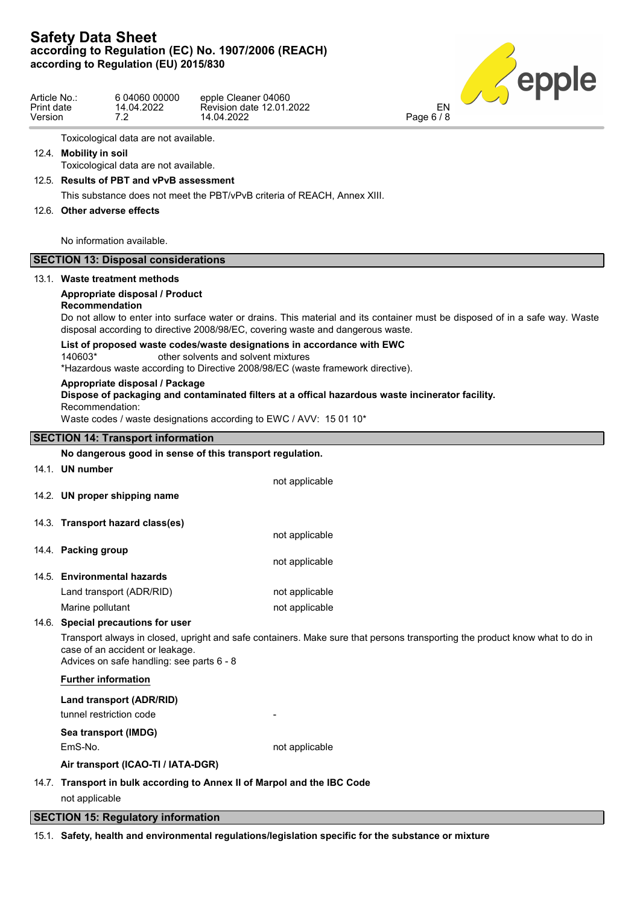Toxicological data are not available.

**12.4. Mobility in soil**

Toxicological data are not available.

**12.5. Results of PBT and vPvB assessment**

This substance does not meet the PBT/vPvB criteria of REACH, Annex XIII.

**12.6. Other adverse effects**

No information available.

## SECTION 13: Disposal considerations

**13.1. Waste treatment methods**

**Appropriate disposal / Product**
**Recommendation**

Do not allow to enter into surface water or drains. This material and its container must be disposed of in a safe way. Waste disposal according to directive 2008/98/EC, covering waste and dangerous waste.

**List of proposed waste codes/waste designations in accordance with EWC**

140603* other solvents and solvent mixtures

*Hazardous waste according to Directive 2008/98/EC (waste framework directive).

**Appropriate disposal / Package**

**Dispose of packaging and contaminated filters at a offical hazardous waste incinerator facility.**

Recommendation:

Waste codes / waste designations according to EWC / AVV: 15 01 10*

## SECTION 14: Transport information

**No dangerous good in sense of this transport regulation.**

**14.1. UN number**

not applicable

**14.2. UN proper shipping name**

**14.3. Transport hazard class(es)**

not applicable

**14.4. Packing group**

not applicable

**14.5. Environmental hazards**

| | |
|---|---|
| Land transport (ADR/RID) | not applicable |
| Marine pollutant | not applicable |

**14.6. Special precautions for user**

Transport always in closed, upright and safe containers. Make sure that persons transporting the product know what to do in case of an accident or leakage.

Advices on safe handling: see parts 6 - 8

**Further information**

**Land transport (ADR/RID)**

| | |
|---|---|
| tunnel restriction code | - |

**Sea transport (IMDG)**

| | |
|---|---|
| EmS-No. | not applicable |

**Air transport (ICAO-TI / IATA-DGR)**

**14.7. Transport in bulk according to Annex II of Marpol and the IBC Code**

not applicable

## SECTION 15: Regulatory information

**15.1. Safety, health and environmental regulations/legislation specific for the substance or mixture**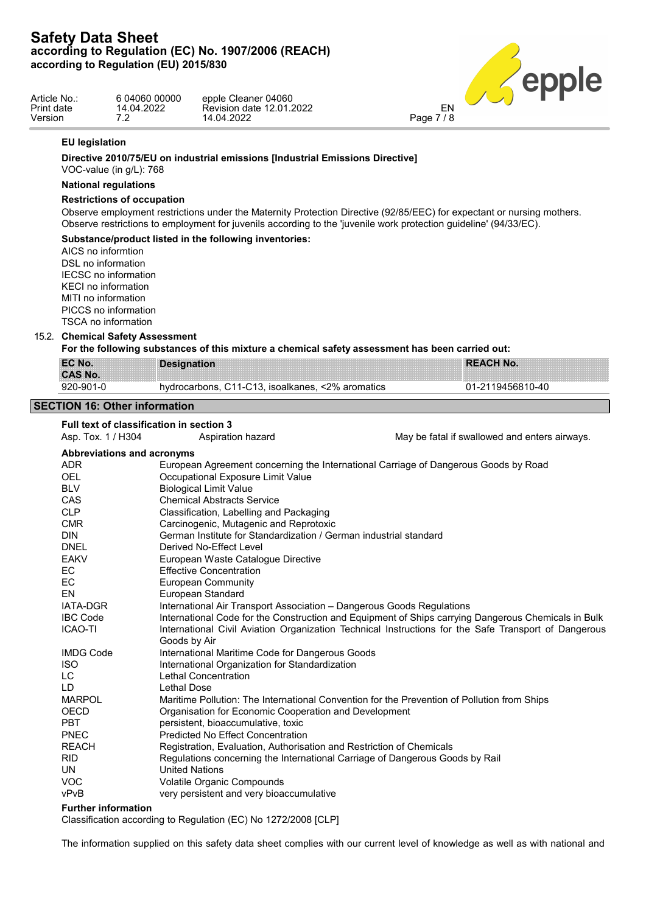**EU legislation**

**Directive 2010/75/EU on industrial emissions [Industrial Emissions Directive]**
VOC-value (in g/L): 768

**National regulations**

**Restrictions of occupation**
Observe employment restrictions under the Maternity Protection Directive (92/85/EEC) for expectant or nursing mothers. Observe restrictions to employment for juvenils according to the 'juvenile work protection guideline' (94/33/EC).

**Substance/product listed in the following inventories:**
AICS no informtion
DSL no information
IECSC no information
KECI no information
MITI no information
PICCS no information
TSCA no information

15.2. **Chemical Safety Assessment**

**For the following substances of this mixture a chemical safety assessment has been carried out:**

| EC No.<br>CAS No. | Designation | REACH No. |
|---|---|---|
| 920-901-0 | hydrocarbons, C11-C13, isoalkanes, <2% aromatics | 01-2119456810-40 |

## SECTION 16: Other information

**Full text of classification in section 3**

| | | |
|---|---|---|
| Asp. Tox. 1 / H304 | Aspiration hazard | May be fatal if swallowed and enters airways. |

**Abbreviations and acronyms**

| | |
|---|---|
| ADR | European Agreement concerning the International Carriage of Dangerous Goods by Road |
| OEL | Occupational Exposure Limit Value |
| BLV | Biological Limit Value |
| CAS | Chemical Abstracts Service |
| CLP | Classification, Labelling and Packaging |
| CMR | Carcinogenic, Mutagenic and Reprotoxic |
| DIN | German Institute for Standardization / German industrial standard |
| DNEL | Derived No-Effect Level |
| EAKV | European Waste Catalogue Directive |
| EC | Effective Concentration |
| EC | European Community |
| EN | European Standard |
| IATA-DGR | International Air Transport Association – Dangerous Goods Regulations |
| IBC Code | International Code for the Construction and Equipment of Ships carrying Dangerous Chemicals in Bulk |
| ICAO-TI | International Civil Aviation Organization Technical Instructions for the Safe Transport of Dangerous Goods by Air |
| IMDG Code | International Maritime Code for Dangerous Goods |
| ISO | International Organization for Standardization |
| LC | Lethal Concentration |
| LD | Lethal Dose |
| MARPOL | Maritime Pollution: The International Convention for the Prevention of Pollution from Ships |
| OECD | Organisation for Economic Cooperation and Development |
| PBT | persistent, bioaccumulative, toxic |
| PNEC | Predicted No Effect Concentration |
| REACH | Registration, Evaluation, Authorisation and Restriction of Chemicals |
| RID | Regulations concerning the International Carriage of Dangerous Goods by Rail |
| UN | United Nations |
| VOC | Volatile Organic Compounds |
| vPvB | very persistent and very bioaccumulative |

**Further information**
Classification according to Regulation (EC) No 1272/2008 [CLP]

The information supplied on this safety data sheet complies with our current level of knowledge as well as with national and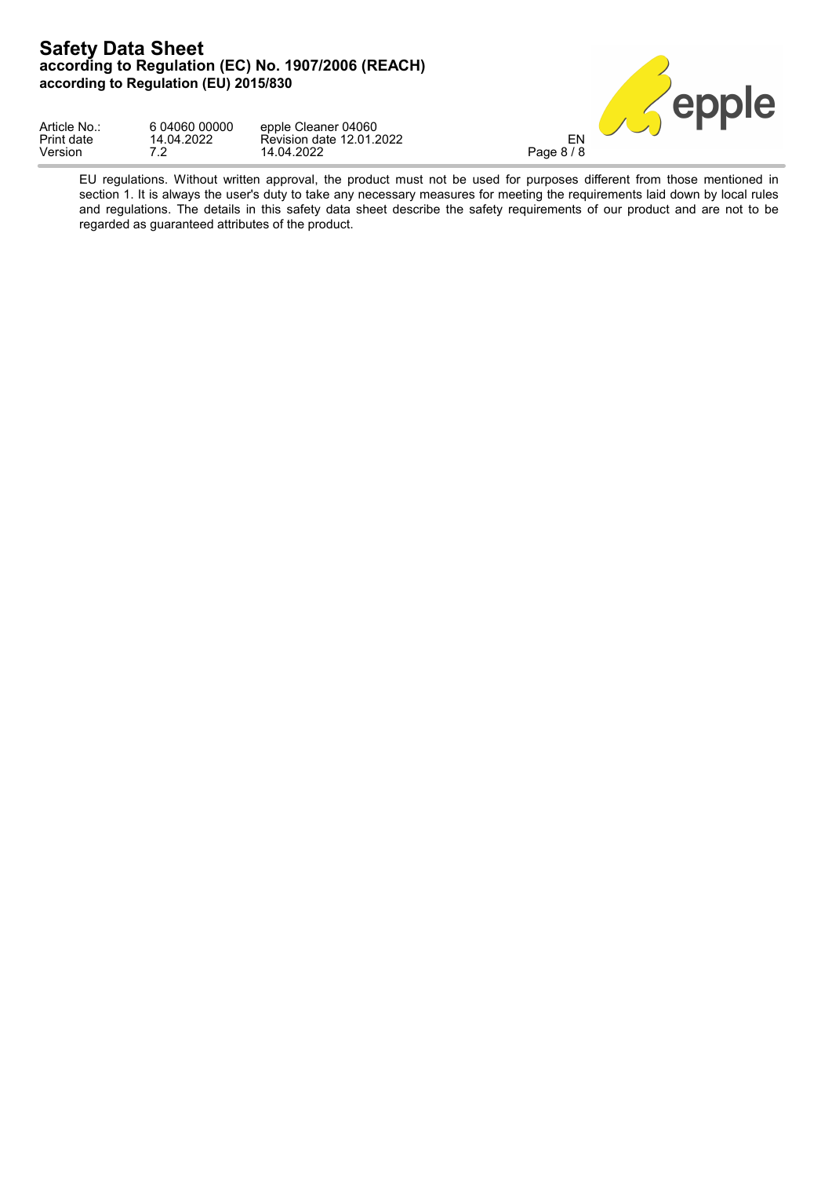EU regulations. Without written approval, the product must not be used for purposes different from those mentioned in section 1. It is always the user's duty to take any necessary measures for meeting the requirements laid down by local rules and regulations. The details in this safety data sheet describe the safety requirements of our product and are not to be regarded as guaranteed attributes of the product.